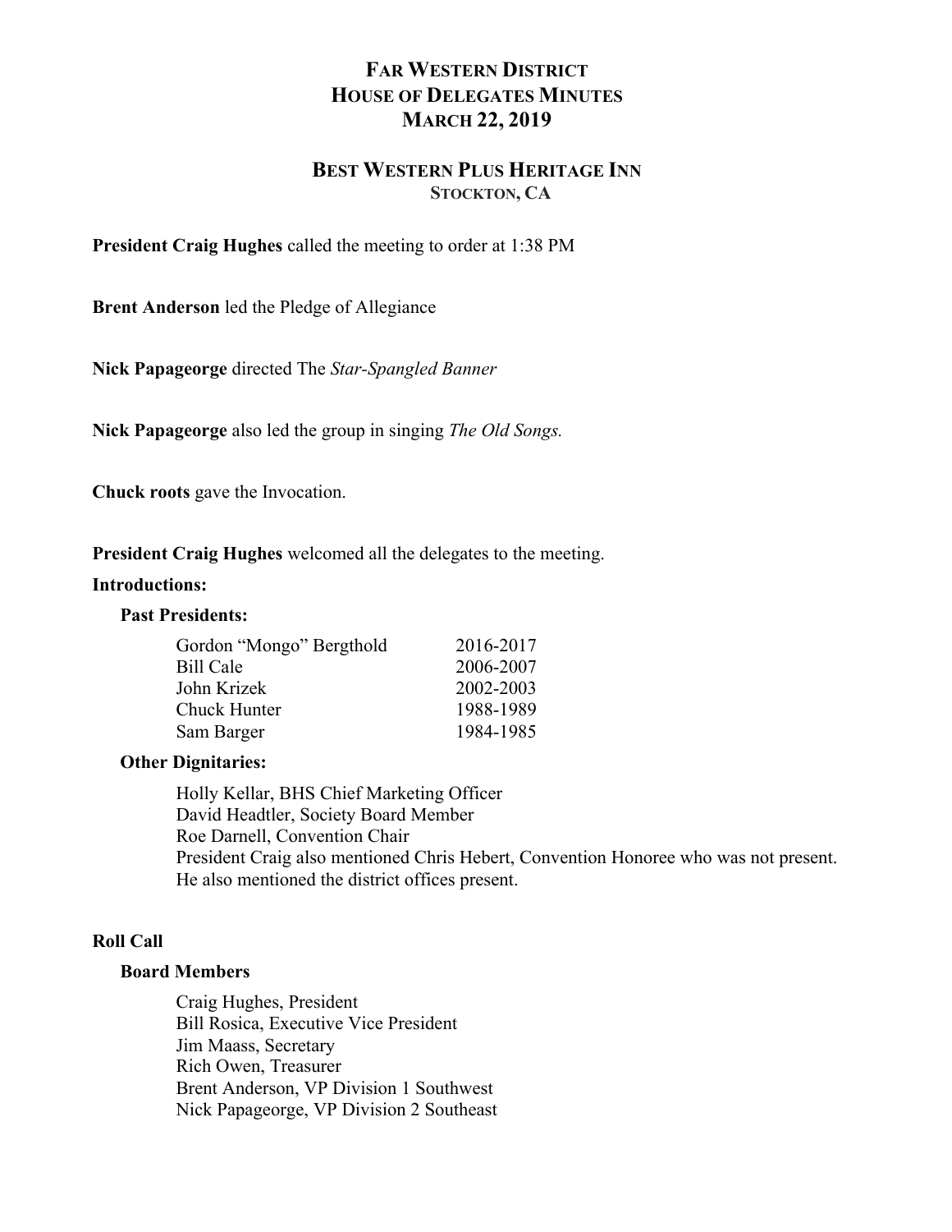# FAR WESTERN DISTRICT
# HOUSE OF DELEGATES MINUTES
# MARCH 22, 2019

## BEST WESTERN PLUS HERITAGE INN
### STOCKTON, CA

**President Craig Hughes** called the meeting to order at 1:38 PM

**Brent Anderson** led the Pledge of Allegiance

**Nick Papageorge** directed The *Star-Spangled Banner*

**Nick Papageorge** also led the group in singing *The Old Songs.*

**Chuck roots** gave the Invocation.

**President Craig Hughes** welcomed all the delegates to the meeting.

**Introductions:**

**Past Presidents:**

| | |
|---|---|
| Gordon "Mongo" Bergthold | 2016-2017 |
| Bill Cale | 2006-2007 |
| John Krizek | 2002-2003 |
| Chuck Hunter | 1988-1989 |
| Sam Barger | 1984-1985 |

**Other Dignitaries:**

Holly Kellar, BHS Chief Marketing Officer
David Headtler, Society Board Member
Roe Darnell, Convention Chair
President Craig also mentioned Chris Hebert, Convention Honoree who was not present.
He also mentioned the district offices present.

**Roll Call**

**Board Members**

Craig Hughes, President
Bill Rosica, Executive Vice President
Jim Maass, Secretary
Rich Owen, Treasurer
Brent Anderson, VP Division 1 Southwest
Nick Papageorge, VP Division 2 Southeast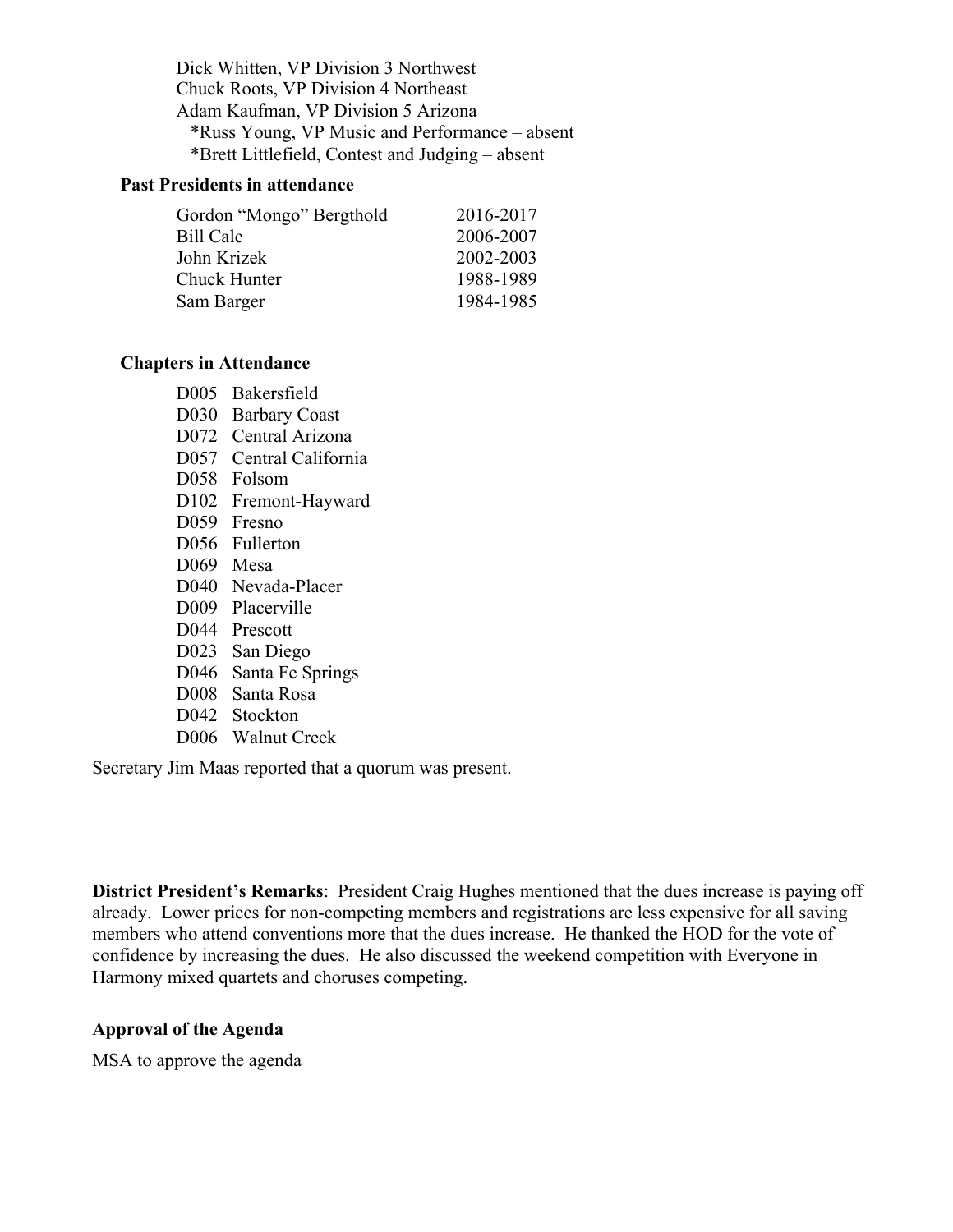Dick Whitten, VP Division 3 Northwest
Chuck Roots, VP Division 4 Northeast
Adam Kaufman, VP Division 5 Arizona
*Russ Young, VP Music and Performance – absent
*Brett Littlefield, Contest and Judging – absent

**Past Presidents in attendance**

| | |
|---|---|
| Gordon "Mongo" Bergthold | 2016-2017 |
| Bill Cale | 2006-2007 |
| John Krizek | 2002-2003 |
| Chuck Hunter | 1988-1989 |
| Sam Barger | 1984-1985 |

**Chapters in Attendance**

| | |
|---|---|
| D005 | Bakersfield |
| D030 | Barbary Coast |
| D072 | Central Arizona |
| D057 | Central California |
| D058 | Folsom |
| D102 | Fremont-Hayward |
| D059 | Fresno |
| D056 | Fullerton |
| D069 | Mesa |
| D040 | Nevada-Placer |
| D009 | Placerville |
| D044 | Prescott |
| D023 | San Diego |
| D046 | Santa Fe Springs |
| D008 | Santa Rosa |
| D042 | Stockton |
| D006 | Walnut Creek |

Secretary Jim Maas reported that a quorum was present.

**District President's Remarks**: President Craig Hughes mentioned that the dues increase is paying off already. Lower prices for non-competing members and registrations are less expensive for all saving members who attend conventions more that the dues increase. He thanked the HOD for the vote of confidence by increasing the dues. He also discussed the weekend competition with Everyone in Harmony mixed quartets and choruses competing.

**Approval of the Agenda**

MSA to approve the agenda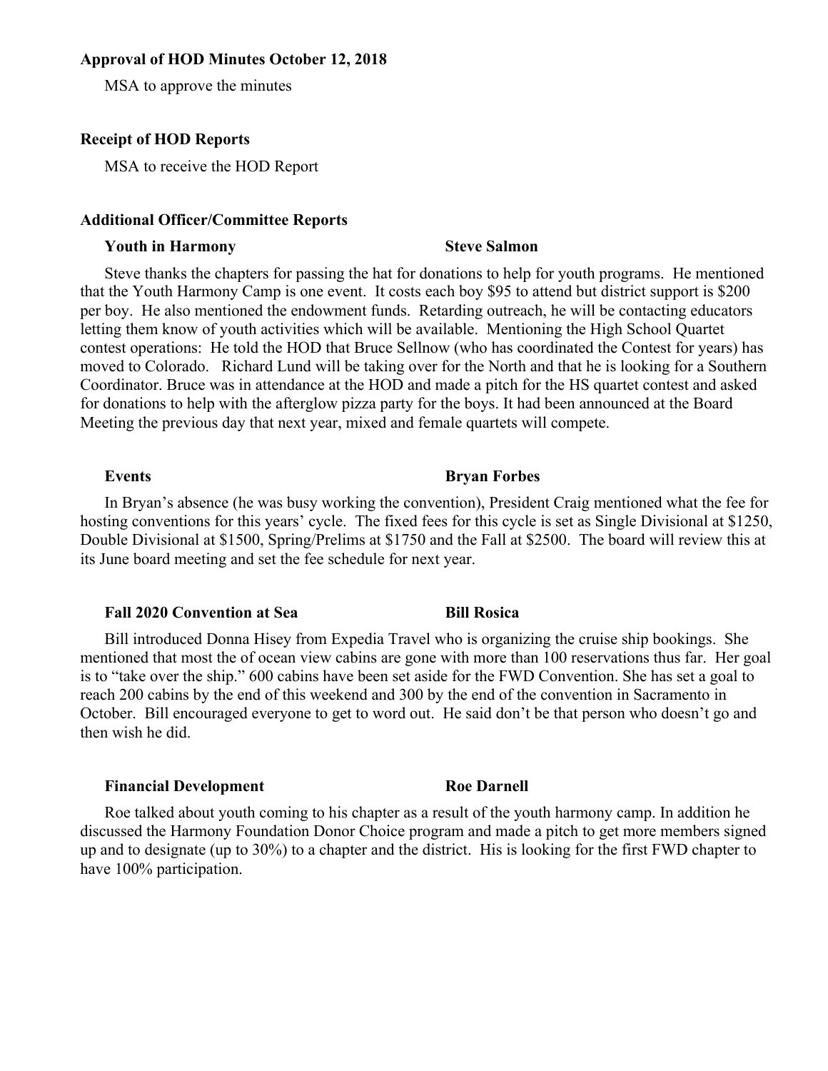**Approval of HOD Minutes October 12, 2018**

MSA to approve the minutes

**Receipt of HOD Reports**

MSA to receive the HOD Report

**Additional Officer/Committee Reports**

**Youth in Harmony** **Steve Salmon**

Steve thanks the chapters for passing the hat for donations to help for youth programs. He mentioned that the Youth Harmony Camp is one event. It costs each boy $95 to attend but district support is $200 per boy. He also mentioned the endowment funds. Retarding outreach, he will be contacting educators letting them know of youth activities which will be available. Mentioning the High School Quartet contest operations: He told the HOD that Bruce Sellnow (who has coordinated the Contest for years) has moved to Colorado. Richard Lund will be taking over for the North and that he is looking for a Southern Coordinator. Bruce was in attendance at the HOD and made a pitch for the HS quartet contest and asked for donations to help with the afterglow pizza party for the boys. It had been announced at the Board Meeting the previous day that next year, mixed and female quartets will compete.

**Events** **Bryan Forbes**

In Bryan's absence (he was busy working the convention), President Craig mentioned what the fee for hosting conventions for this years' cycle. The fixed fees for this cycle is set as Single Divisional at $1250, Double Divisional at $1500, Spring/Prelims at $1750 and the Fall at $2500. The board will review this at its June board meeting and set the fee schedule for next year.

**Fall 2020 Convention at Sea** **Bill Rosica**

Bill introduced Donna Hisey from Expedia Travel who is organizing the cruise ship bookings. She mentioned that most the of ocean view cabins are gone with more than 100 reservations thus far. Her goal is to "take over the ship." 600 cabins have been set aside for the FWD Convention. She has set a goal to reach 200 cabins by the end of this weekend and 300 by the end of the convention in Sacramento in October. Bill encouraged everyone to get to word out. He said don't be that person who doesn't go and then wish he did.

**Financial Development** **Roe Darnell**

Roe talked about youth coming to his chapter as a result of the youth harmony camp. In addition he discussed the Harmony Foundation Donor Choice program and made a pitch to get more members signed up and to designate (up to 30%) to a chapter and the district. His is looking for the first FWD chapter to have 100% participation.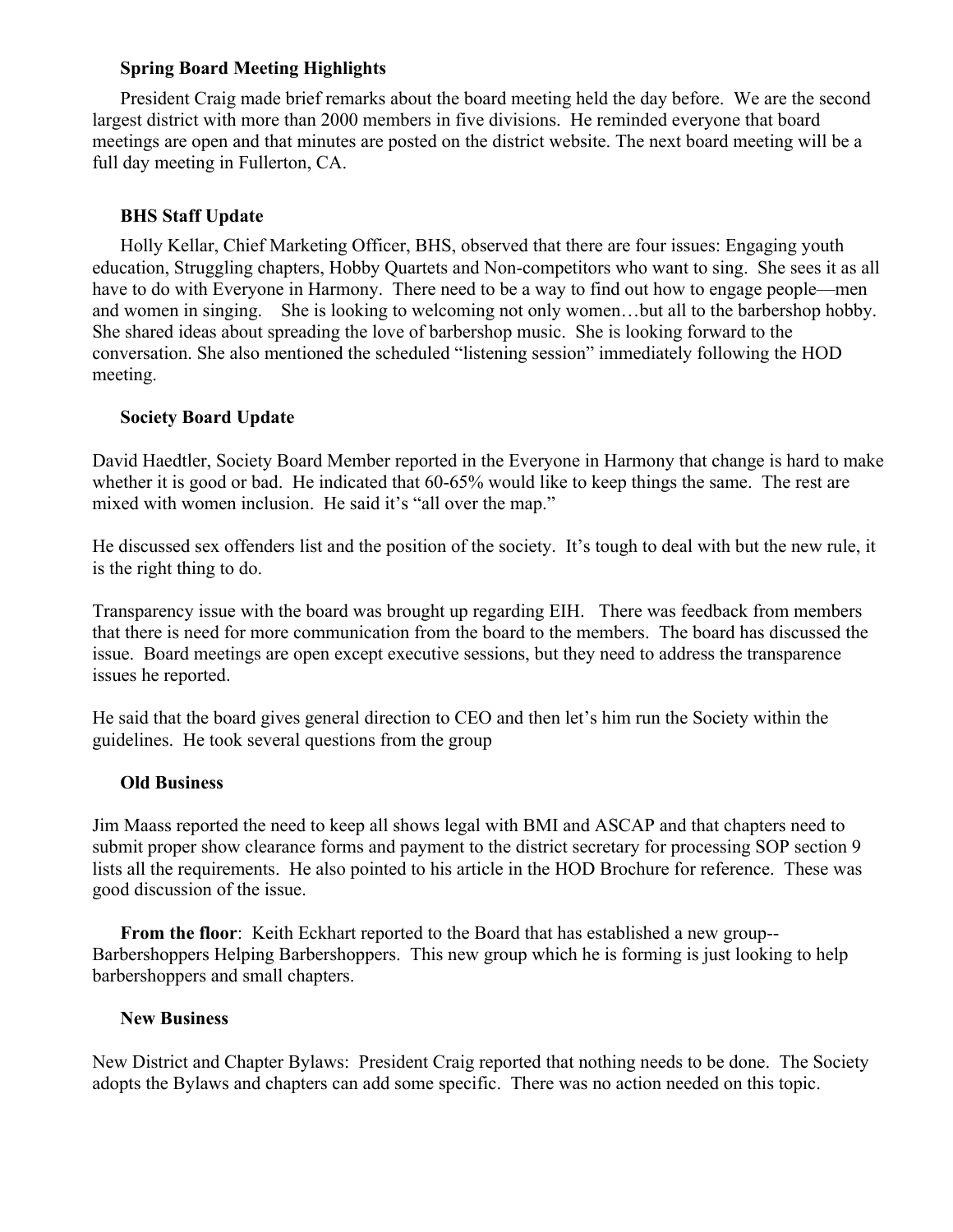**Spring Board Meeting Highlights**

President Craig made brief remarks about the board meeting held the day before. We are the second largest district with more than 2000 members in five divisions. He reminded everyone that board meetings are open and that minutes are posted on the district website. The next board meeting will be a full day meeting in Fullerton, CA.

**BHS Staff Update**

Holly Kellar, Chief Marketing Officer, BHS, observed that there are four issues: Engaging youth education, Struggling chapters, Hobby Quartets and Non-competitors who want to sing. She sees it as all have to do with Everyone in Harmony. There need to be a way to find out how to engage people—men and women in singing. She is looking to welcoming not only women…but all to the barbershop hobby. She shared ideas about spreading the love of barbershop music. She is looking forward to the conversation. She also mentioned the scheduled "listening session" immediately following the HOD meeting.

**Society Board Update**

David Haedtler, Society Board Member reported in the Everyone in Harmony that change is hard to make whether it is good or bad. He indicated that 60-65% would like to keep things the same. The rest are mixed with women inclusion. He said it's "all over the map."

He discussed sex offenders list and the position of the society. It's tough to deal with but the new rule, it is the right thing to do.

Transparency issue with the board was brought up regarding EIH. There was feedback from members that there is need for more communication from the board to the members. The board has discussed the issue. Board meetings are open except executive sessions, but they need to address the transparence issues he reported.

He said that the board gives general direction to CEO and then let's him run the Society within the guidelines. He took several questions from the group

**Old Business**

Jim Maass reported the need to keep all shows legal with BMI and ASCAP and that chapters need to submit proper show clearance forms and payment to the district secretary for processing SOP section 9 lists all the requirements. He also pointed to his article in the HOD Brochure for reference. These was good discussion of the issue.

**From the floor**: Keith Eckhart reported to the Board that has established a new group--Barbershoppers Helping Barbershoppers. This new group which he is forming is just looking to help barbershoppers and small chapters.

**New Business**

New District and Chapter Bylaws: President Craig reported that nothing needs to be done. The Society adopts the Bylaws and chapters can add some specific. There was no action needed on this topic.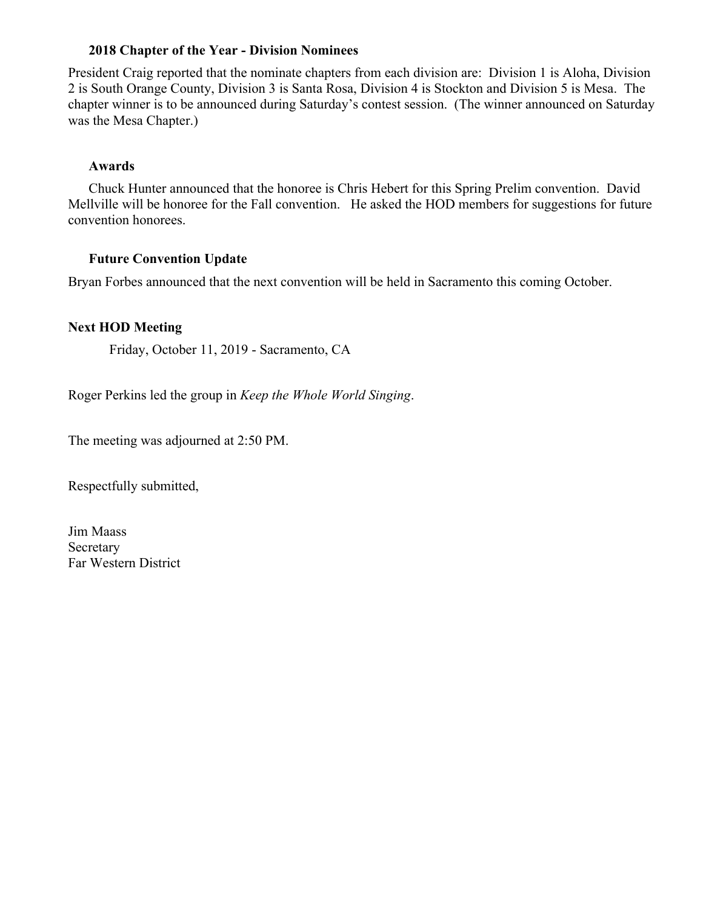### 2018 Chapter of the Year - Division Nominees

President Craig reported that the nominate chapters from each division are: Division 1 is Aloha, Division 2 is South Orange County, Division 3 is Santa Rosa, Division 4 is Stockton and Division 5 is Mesa. The chapter winner is to be announced during Saturday's contest session. (The winner announced on Saturday was the Mesa Chapter.)

### Awards

Chuck Hunter announced that the honoree is Chris Hebert for this Spring Prelim convention. David Mellville will be honoree for the Fall convention. He asked the HOD members for suggestions for future convention honorees.

### Future Convention Update

Bryan Forbes announced that the next convention will be held in Sacramento this coming October.

## Next HOD Meeting

Friday, October 11, 2019 - Sacramento, CA

Roger Perkins led the group in *Keep the Whole World Singing*.

The meeting was adjourned at 2:50 PM.

Respectfully submitted,

Jim Maass
Secretary
Far Western District